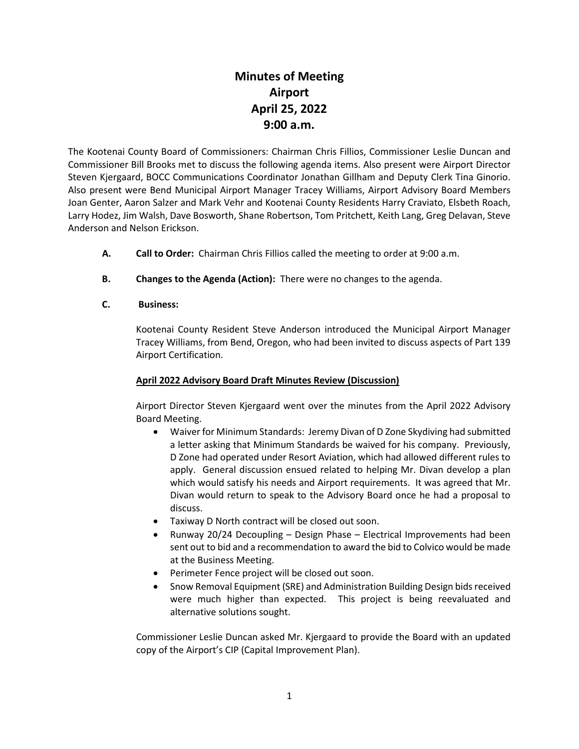# Minutes of Meeting
# Airport
# April 25, 2022
# 9:00 a.m.

The Kootenai County Board of Commissioners: Chairman Chris Fillios, Commissioner Leslie Duncan and Commissioner Bill Brooks met to discuss the following agenda items. Also present were Airport Director Steven Kjergaard, BOCC Communications Coordinator Jonathan Gillham and Deputy Clerk Tina Ginorio. Also present were Bend Municipal Airport Manager Tracey Williams, Airport Advisory Board Members Joan Genter, Aaron Salzer and Mark Vehr and Kootenai County Residents Harry Craviato, Elsbeth Roach, Larry Hodez, Jim Walsh, Dave Bosworth, Shane Robertson, Tom Pritchett, Keith Lang, Greg Delavan, Steve Anderson and Nelson Erickson.

**A. Call to Order:** Chairman Chris Fillios called the meeting to order at 9:00 a.m.

**B. Changes to the Agenda (Action):** There were no changes to the agenda.

**C. Business:**

Kootenai County Resident Steve Anderson introduced the Municipal Airport Manager Tracey Williams, from Bend, Oregon, who had been invited to discuss aspects of Part 139 Airport Certification.

**April 2022 Advisory Board Draft Minutes Review (Discussion)**

Airport Director Steven Kjergaard went over the minutes from the April 2022 Advisory Board Meeting.

- Waiver for Minimum Standards: Jeremy Divan of D Zone Skydiving had submitted a letter asking that Minimum Standards be waived for his company. Previously, D Zone had operated under Resort Aviation, which had allowed different rules to apply. General discussion ensued related to helping Mr. Divan develop a plan which would satisfy his needs and Airport requirements. It was agreed that Mr. Divan would return to speak to the Advisory Board once he had a proposal to discuss.
- Taxiway D North contract will be closed out soon.
- Runway 20/24 Decoupling – Design Phase – Electrical Improvements had been sent out to bid and a recommendation to award the bid to Colvico would be made at the Business Meeting.
- Perimeter Fence project will be closed out soon.
- Snow Removal Equipment (SRE) and Administration Building Design bids received were much higher than expected. This project is being reevaluated and alternative solutions sought.

Commissioner Leslie Duncan asked Mr. Kjergaard to provide the Board with an updated copy of the Airport's CIP (Capital Improvement Plan).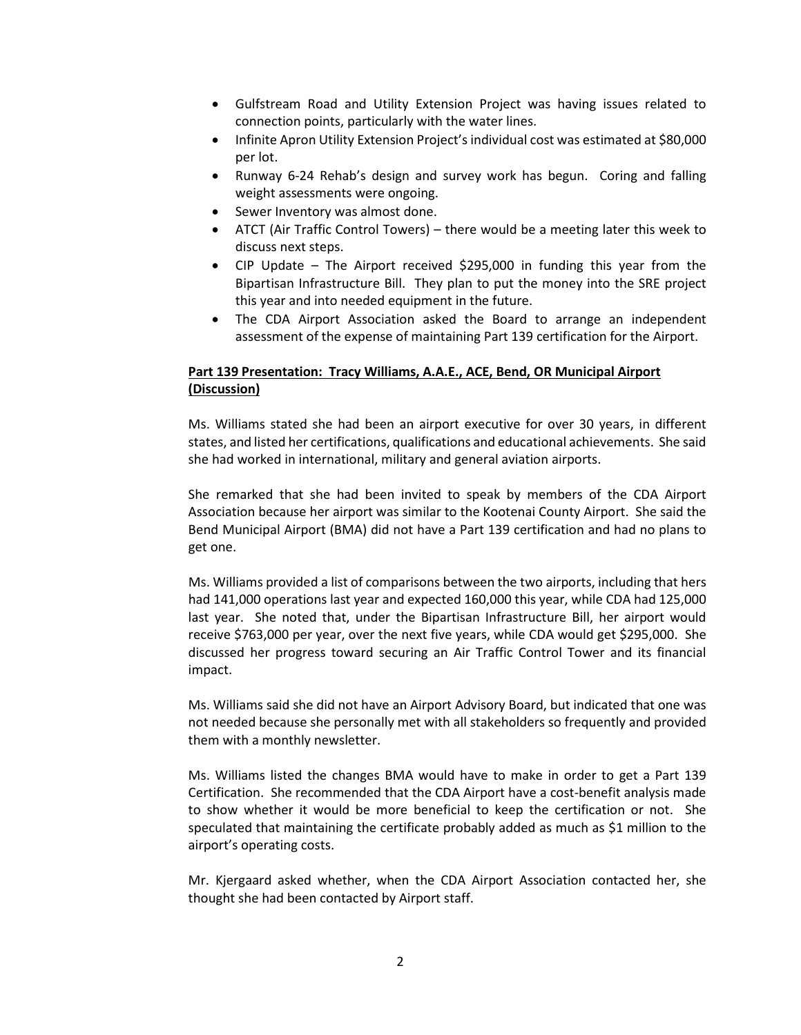- Gulfstream Road and Utility Extension Project was having issues related to connection points, particularly with the water lines.
- Infinite Apron Utility Extension Project's individual cost was estimated at $80,000 per lot.
- Runway 6-24 Rehab's design and survey work has begun. Coring and falling weight assessments were ongoing.
- Sewer Inventory was almost done.
- ATCT (Air Traffic Control Towers) – there would be a meeting later this week to discuss next steps.
- CIP Update – The Airport received $295,000 in funding this year from the Bipartisan Infrastructure Bill. They plan to put the money into the SRE project this year and into needed equipment in the future.
- The CDA Airport Association asked the Board to arrange an independent assessment of the expense of maintaining Part 139 certification for the Airport.

**Part 139 Presentation: Tracy Williams, A.A.E., ACE, Bend, OR Municipal Airport (Discussion)**

Ms. Williams stated she had been an airport executive for over 30 years, in different states, and listed her certifications, qualifications and educational achievements. She said she had worked in international, military and general aviation airports.

She remarked that she had been invited to speak by members of the CDA Airport Association because her airport was similar to the Kootenai County Airport. She said the Bend Municipal Airport (BMA) did not have a Part 139 certification and had no plans to get one.

Ms. Williams provided a list of comparisons between the two airports, including that hers had 141,000 operations last year and expected 160,000 this year, while CDA had 125,000 last year. She noted that, under the Bipartisan Infrastructure Bill, her airport would receive $763,000 per year, over the next five years, while CDA would get $295,000. She discussed her progress toward securing an Air Traffic Control Tower and its financial impact.

Ms. Williams said she did not have an Airport Advisory Board, but indicated that one was not needed because she personally met with all stakeholders so frequently and provided them with a monthly newsletter.

Ms. Williams listed the changes BMA would have to make in order to get a Part 139 Certification. She recommended that the CDA Airport have a cost-benefit analysis made to show whether it would be more beneficial to keep the certification or not. She speculated that maintaining the certificate probably added as much as $1 million to the airport's operating costs.

Mr. Kjergaard asked whether, when the CDA Airport Association contacted her, she thought she had been contacted by Airport staff.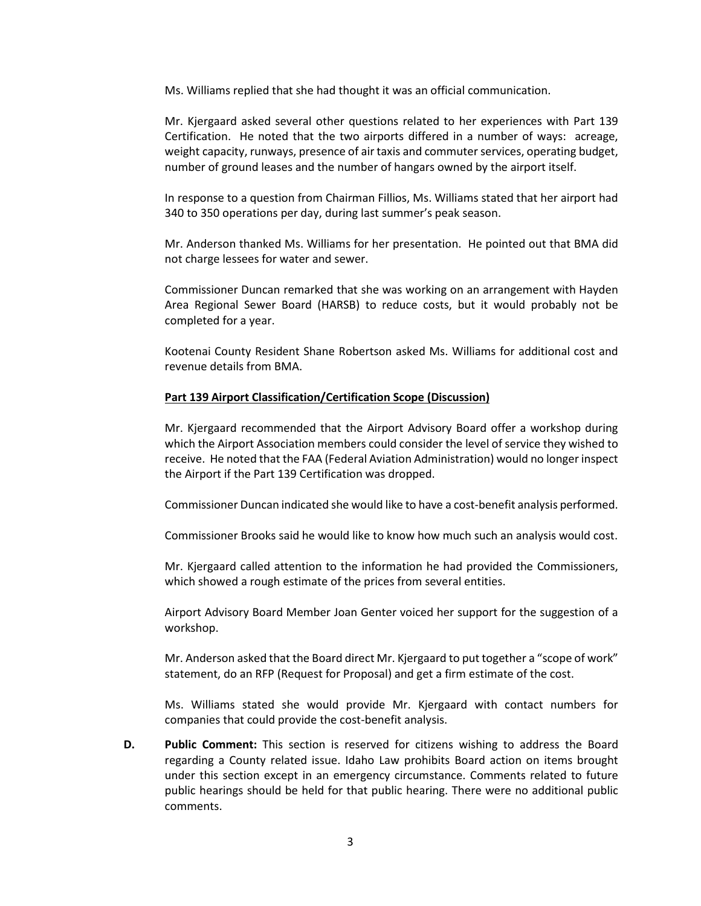Ms. Williams replied that she had thought it was an official communication.

Mr. Kjergaard asked several other questions related to her experiences with Part 139 Certification. He noted that the two airports differed in a number of ways: acreage, weight capacity, runways, presence of air taxis and commuter services, operating budget, number of ground leases and the number of hangars owned by the airport itself.

In response to a question from Chairman Fillios, Ms. Williams stated that her airport had 340 to 350 operations per day, during last summer's peak season.

Mr. Anderson thanked Ms. Williams for her presentation. He pointed out that BMA did not charge lessees for water and sewer.

Commissioner Duncan remarked that she was working on an arrangement with Hayden Area Regional Sewer Board (HARSB) to reduce costs, but it would probably not be completed for a year.

Kootenai County Resident Shane Robertson asked Ms. Williams for additional cost and revenue details from BMA.

**Part 139 Airport Classification/Certification Scope (Discussion)**

Mr. Kjergaard recommended that the Airport Advisory Board offer a workshop during which the Airport Association members could consider the level of service they wished to receive. He noted that the FAA (Federal Aviation Administration) would no longer inspect the Airport if the Part 139 Certification was dropped.

Commissioner Duncan indicated she would like to have a cost-benefit analysis performed.

Commissioner Brooks said he would like to know how much such an analysis would cost.

Mr. Kjergaard called attention to the information he had provided the Commissioners, which showed a rough estimate of the prices from several entities.

Airport Advisory Board Member Joan Genter voiced her support for the suggestion of a workshop.

Mr. Anderson asked that the Board direct Mr. Kjergaard to put together a "scope of work" statement, do an RFP (Request for Proposal) and get a firm estimate of the cost.

Ms. Williams stated she would provide Mr. Kjergaard with contact numbers for companies that could provide the cost-benefit analysis.

**D. Public Comment:** This section is reserved for citizens wishing to address the Board regarding a County related issue. Idaho Law prohibits Board action on items brought under this section except in an emergency circumstance. Comments related to future public hearings should be held for that public hearing. There were no additional public comments.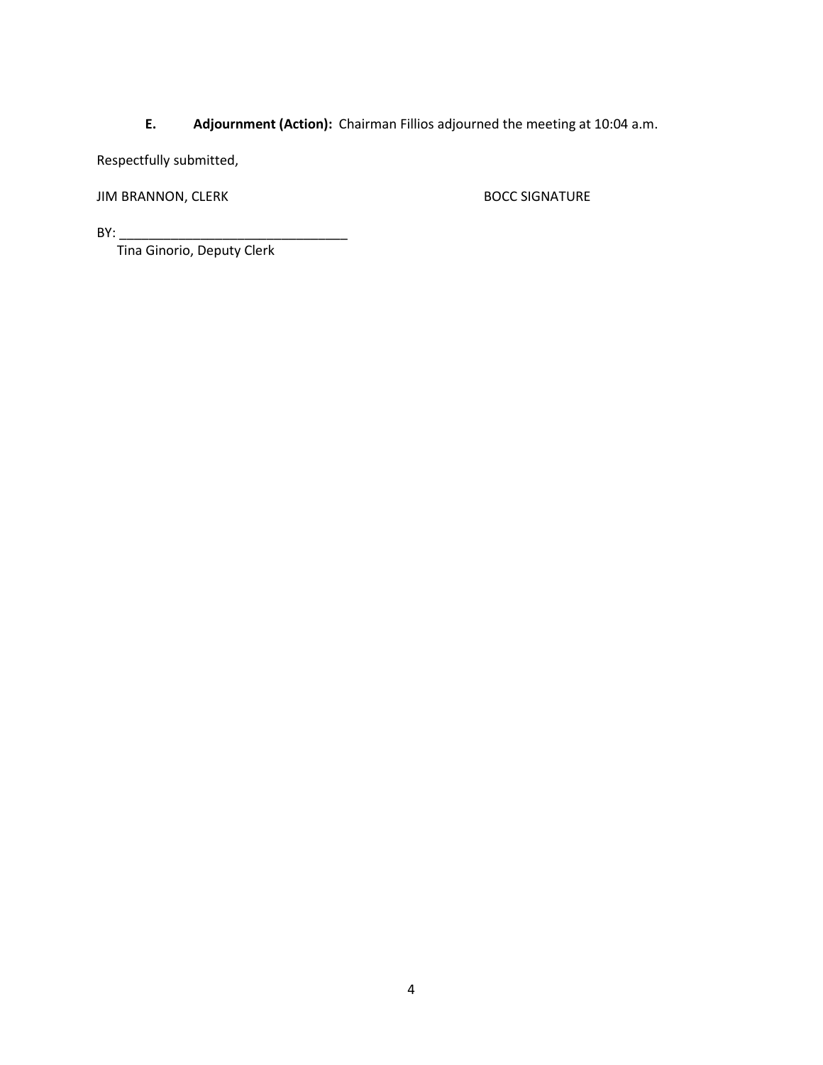**E. Adjournment (Action):** Chairman Fillios adjourned the meeting at 10:04 a.m.

Respectfully submitted,

JIM BRANNON, CLERK　　　　　　　　　　　　BOCC SIGNATURE

BY: _______________________________
Tina Ginorio, Deputy Clerk